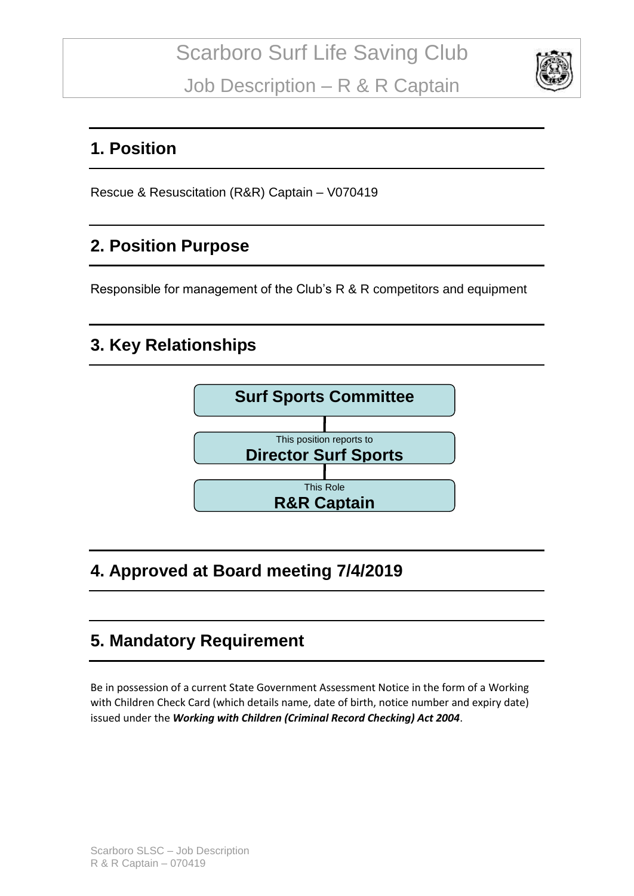# Scarboro Surf Life Saving Club

## Job Description – R & R Captain

## 1. Position

Rescue & Resuscitation (R&R) Captain – V070419

## 2. Position Purpose

Responsible for management of the Club's R & R competitors and equipment

## 3. Key Relationships

**Surf Sports Committee**

This position reports to
**Director Surf Sports**

This Role
**R&R Captain**

## 4. Approved at Board meeting 7/4/2019

## 5. Mandatory Requirement

Be in possession of a current State Government Assessment Notice in the form of a Working with Children Check Card (which details name, date of birth, notice number and expiry date) issued under the ***Working with Children (Criminal Record Checking) Act 2004***.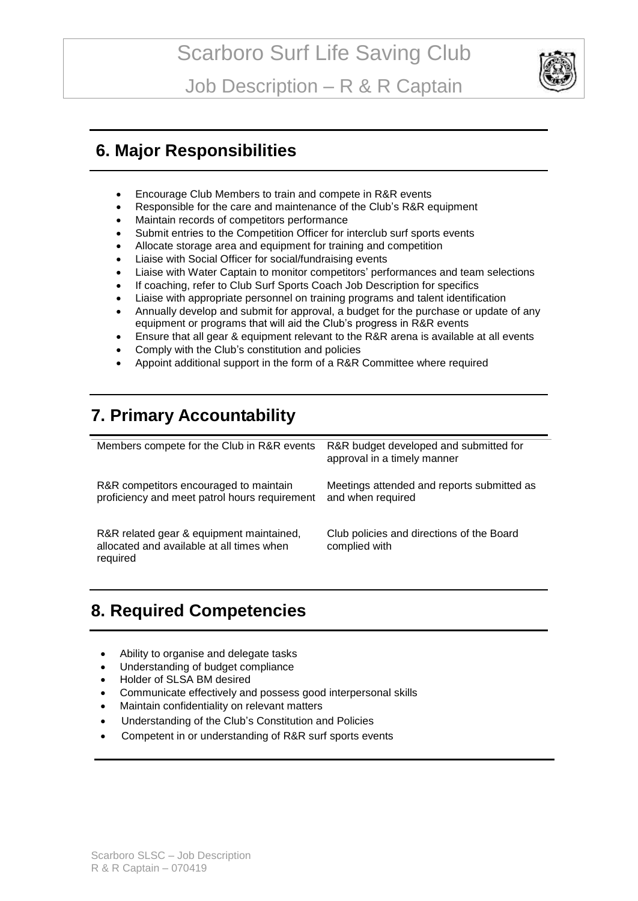## 6. Major Responsibilities

- Encourage Club Members to train and compete in R&R events
- Responsible for the care and maintenance of the Club's R&R equipment
- Maintain records of competitors performance
- Submit entries to the Competition Officer for interclub surf sports events
- Allocate storage area and equipment for training and competition
- Liaise with Social Officer for social/fundraising events
- Liaise with Water Captain to monitor competitors' performances and team selections
- If coaching, refer to Club Surf Sports Coach Job Description for specifics
- Liaise with appropriate personnel on training programs and talent identification
- Annually develop and submit for approval, a budget for the purchase or update of any equipment or programs that will aid the Club's progress in R&R events
- Ensure that all gear & equipment relevant to the R&R arena is available at all events
- Comply with the Club's constitution and policies
- Appoint additional support in the form of a R&R Committee where required

## 7. Primary Accountability

| | |
|---|---|
| Members compete for the Club in R&R events | R&R budget developed and submitted for approval in a timely manner |
| R&R competitors encouraged to maintain proficiency and meet patrol hours requirement | Meetings attended and reports submitted as and when required |
| R&R related gear & equipment maintained, allocated and available at all times when required | Club policies and directions of the Board complied with |

## 8. Required Competencies

- Ability to organise and delegate tasks
- Understanding of budget compliance
- Holder of SLSA BM desired
- Communicate effectively and possess good interpersonal skills
- Maintain confidentiality on relevant matters
- Understanding of the Club's Constitution and Policies
- Competent in or understanding of R&R surf sports events